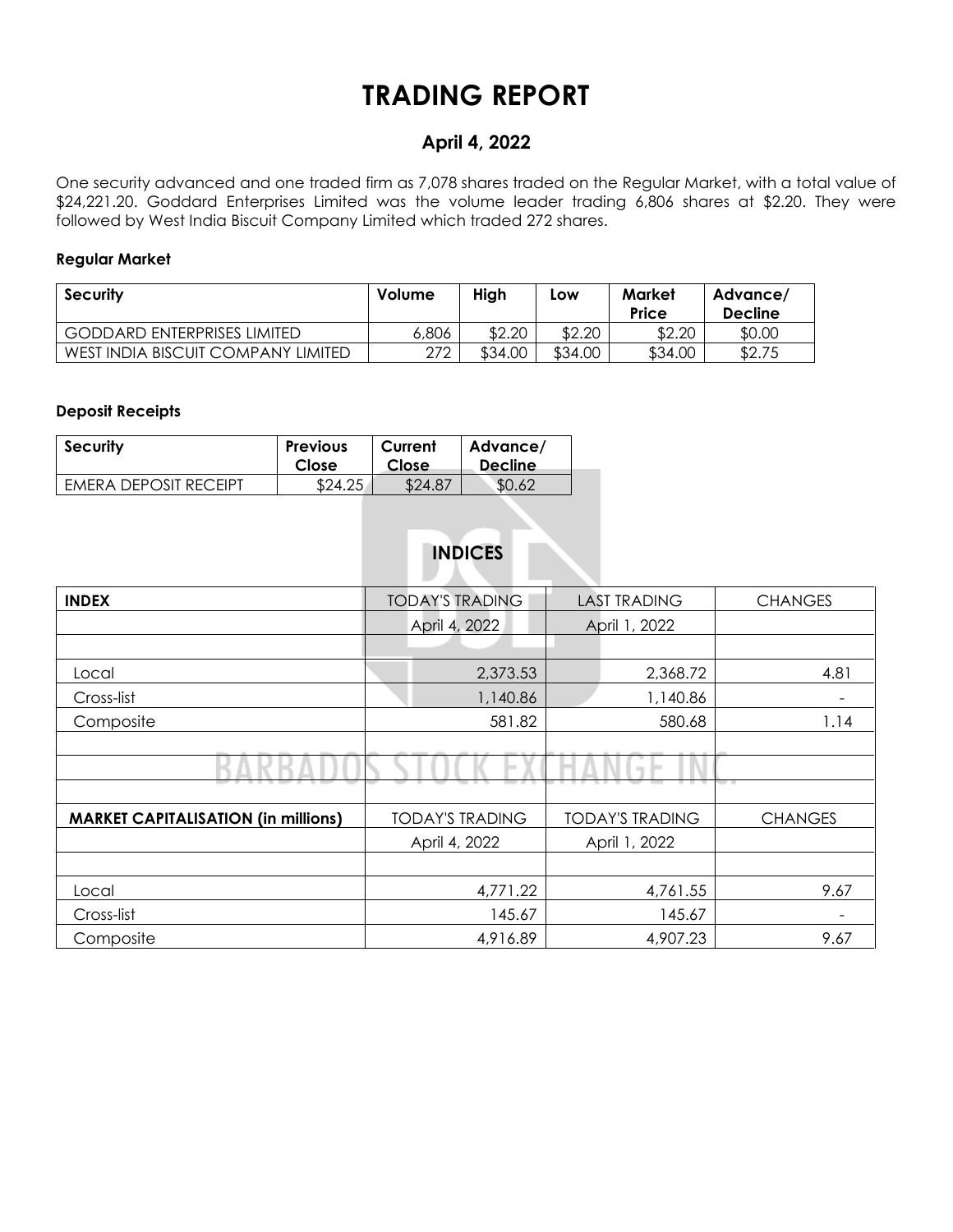# TRADING REPORT

## April 4, 2022

One security advanced and one traded firm as 7,078 shares traded on the Regular Market, with a total value of $24,221.20. Goddard Enterprises Limited was the volume leader trading 6,806 shares at $2.20. They were followed by West India Biscuit Company Limited which traded 272 shares.

### Regular Market

| Security | Volume | High | Low | Market Price | Advance/ Decline |
|---|---|---|---|---|---|
| GODDARD ENTERPRISES LIMITED | 6,806 | $2.20 | $2.20 | $2.20 | $0.00 |
| WEST INDIA BISCUIT COMPANY LIMITED | 272 | $34.00 | $34.00 | $34.00 | $2.75 |

### Deposit Receipts

| Security | Previous Close | Current Close | Advance/ Decline |
|---|---|---|---|
| EMERA DEPOSIT RECEIPT | $24.25 | $24.87 | $0.62 |

## INDICES

| INDEX | TODAY'S TRADING | LAST TRADING | CHANGES |
|---|---|---|---|
| | April 4, 2022 | April 1, 2022 | |
| | | | |
| Local | 2,373.53 | 2,368.72 | 4.81 |
| Cross-list | 1,140.86 | 1,140.86 | - |
| Composite | 581.82 | 580.68 | 1.14 |

| MARKET CAPITALISATION (in millions) | TODAY'S TRADING | TODAY'S TRADING | CHANGES |
|---|---|---|---|
| | April 4, 2022 | April 1, 2022 | |
| | | | |
| Local | 4,771.22 | 4,761.55 | 9.67 |
| Cross-list | 145.67 | 145.67 | - |
| Composite | 4,916.89 | 4,907.23 | 9.67 |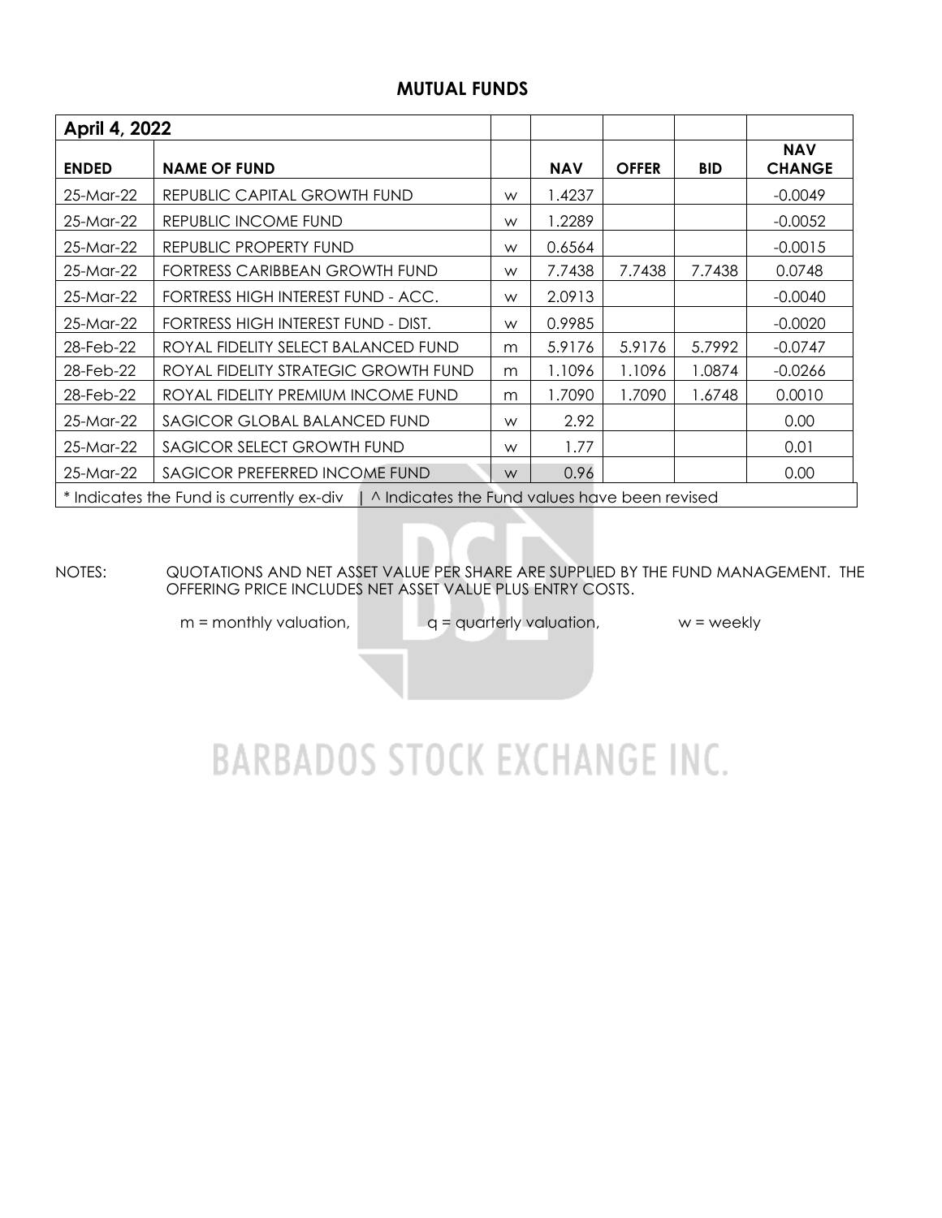## MUTUAL FUNDS

| April 4, 2022 | | | | | | |
|---|---|---|---|---|---|---|
| **ENDED** | **NAME OF FUND** | | **NAV** | **OFFER** | **BID** | **NAV CHANGE** |
| 25-Mar-22 | REPUBLIC CAPITAL GROWTH FUND | w | 1.4237 | | | -0.0049 |
| 25-Mar-22 | REPUBLIC INCOME FUND | w | 1.2289 | | | -0.0052 |
| 25-Mar-22 | REPUBLIC PROPERTY FUND | w | 0.6564 | | | -0.0015 |
| 25-Mar-22 | FORTRESS CARIBBEAN GROWTH FUND | w | 7.7438 | 7.7438 | 7.7438 | 0.0748 |
| 25-Mar-22 | FORTRESS HIGH INTEREST FUND - ACC. | w | 2.0913 | | | -0.0040 |
| 25-Mar-22 | FORTRESS HIGH INTEREST FUND - DIST. | w | 0.9985 | | | -0.0020 |
| 28-Feb-22 | ROYAL FIDELITY SELECT BALANCED FUND | m | 5.9176 | 5.9176 | 5.7992 | -0.0747 |
| 28-Feb-22 | ROYAL FIDELITY STRATEGIC GROWTH FUND | m | 1.1096 | 1.1096 | 1.0874 | -0.0266 |
| 28-Feb-22 | ROYAL FIDELITY PREMIUM INCOME FUND | m | 1.7090 | 1.7090 | 1.6748 | 0.0010 |
| 25-Mar-22 | SAGICOR GLOBAL BALANCED FUND | w | 2.92 | | | 0.00 |
| 25-Mar-22 | SAGICOR SELECT GROWTH FUND | w | 1.77 | | | 0.01 |
| 25-Mar-22 | SAGICOR PREFERRED INCOME FUND | w | 0.96 | | | 0.00 |

* Indicates the Fund is currently ex-div | ^ Indicates the Fund values have been revised

NOTES: QUOTATIONS AND NET ASSET VALUE PER SHARE ARE SUPPLIED BY THE FUND MANAGEMENT. THE OFFERING PRICE INCLUDES NET ASSET VALUE PLUS ENTRY COSTS.

m = monthly valuation, q = quarterly valuation, w = weekly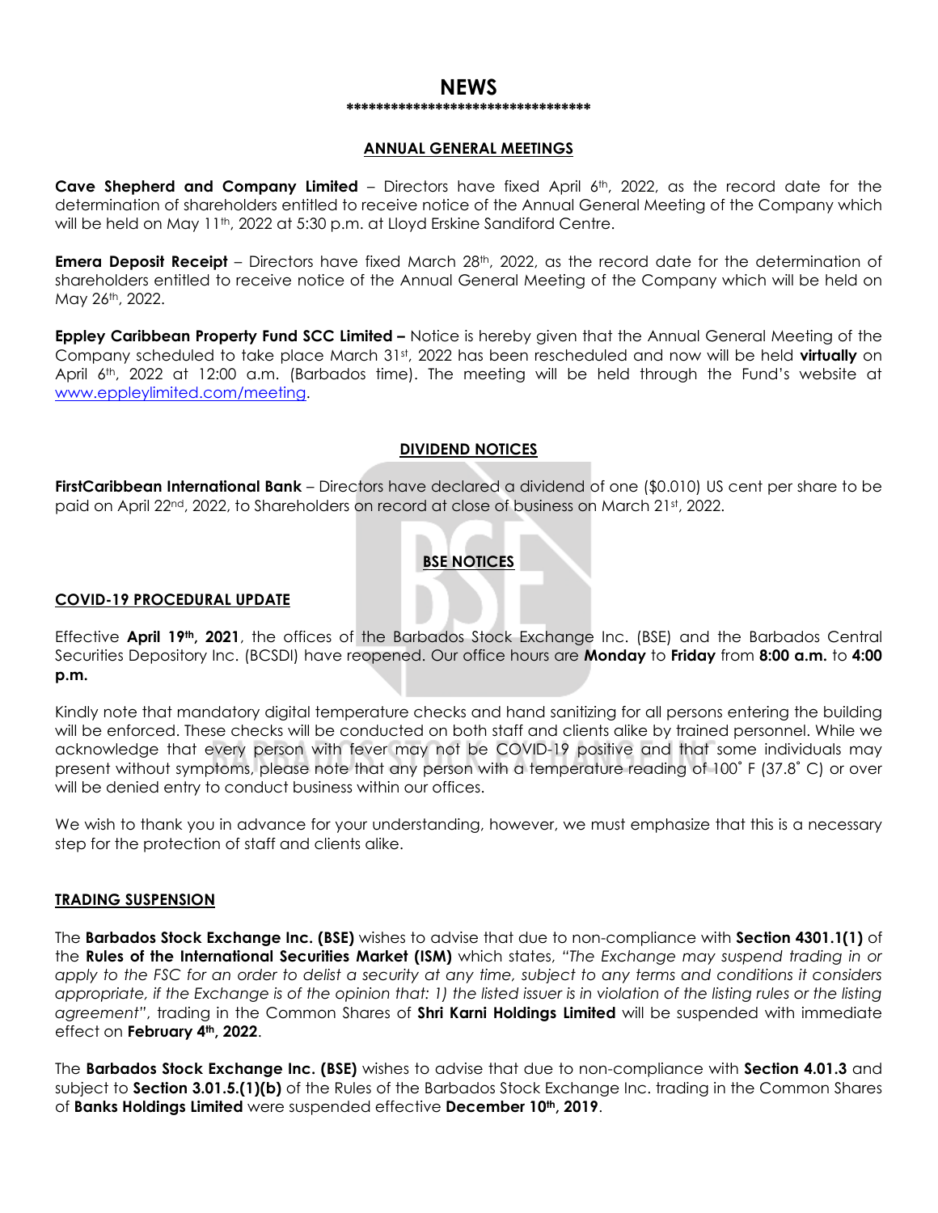# NEWS

**\*\*\*\*\*\*\*\*\*\*\*\*\*\*\*\*\*\*\*\*\*\*\*\*\*\*\*\*\*\*\*\*\*\*\***

## ANNUAL GENERAL MEETINGS

**Cave Shepherd and Company Limited** – Directors have fixed April 6th, 2022, as the record date for the determination of shareholders entitled to receive notice of the Annual General Meeting of the Company which will be held on May 11th, 2022 at 5:30 p.m. at Lloyd Erskine Sandiford Centre.

**Emera Deposit Receipt** – Directors have fixed March 28th, 2022, as the record date for the determination of shareholders entitled to receive notice of the Annual General Meeting of the Company which will be held on May 26th, 2022.

**Eppley Caribbean Property Fund SCC Limited –** Notice is hereby given that the Annual General Meeting of the Company scheduled to take place March 31st, 2022 has been rescheduled and now will be held **virtually** on April 6th, 2022 at 12:00 a.m. (Barbados time). The meeting will be held through the Fund's website at www.eppleylimited.com/meeting.

## DIVIDEND NOTICES

**FirstCaribbean International Bank** – Directors have declared a dividend of one ($0.010) US cent per share to be paid on April 22nd, 2022, to Shareholders on record at close of business on March 21st, 2022.

## BSE NOTICES

### COVID-19 PROCEDURAL UPDATE

Effective **April 19th, 2021**, the offices of the Barbados Stock Exchange Inc. (BSE) and the Barbados Central Securities Depository Inc. (BCSDI) have reopened. Our office hours are **Monday** to **Friday** from **8:00 a.m.** to **4:00 p.m.**

Kindly note that mandatory digital temperature checks and hand sanitizing for all persons entering the building will be enforced. These checks will be conducted on both staff and clients alike by trained personnel. While we acknowledge that every person with fever may not be COVID-19 positive and that some individuals may present without symptoms, please note that any person with a temperature reading of 100˚ F (37.8˚ C) or over will be denied entry to conduct business within our offices.

We wish to thank you in advance for your understanding, however, we must emphasize that this is a necessary step for the protection of staff and clients alike.

### TRADING SUSPENSION

The **Barbados Stock Exchange Inc. (BSE)** wishes to advise that due to non-compliance with **Section 4301.1(1)** of the **Rules of the International Securities Market (ISM)** which states, *"The Exchange may suspend trading in or apply to the FSC for an order to delist a security at any time, subject to any terms and conditions it considers appropriate, if the Exchange is of the opinion that: 1) the listed issuer is in violation of the listing rules or the listing agreement"*, trading in the Common Shares of **Shri Karni Holdings Limited** will be suspended with immediate effect on **February 4th, 2022**.

The **Barbados Stock Exchange Inc. (BSE)** wishes to advise that due to non-compliance with **Section 4.01.3** and subject to **Section 3.01.5.(1)(b)** of the Rules of the Barbados Stock Exchange Inc. trading in the Common Shares of **Banks Holdings Limited** were suspended effective **December 10th, 2019**.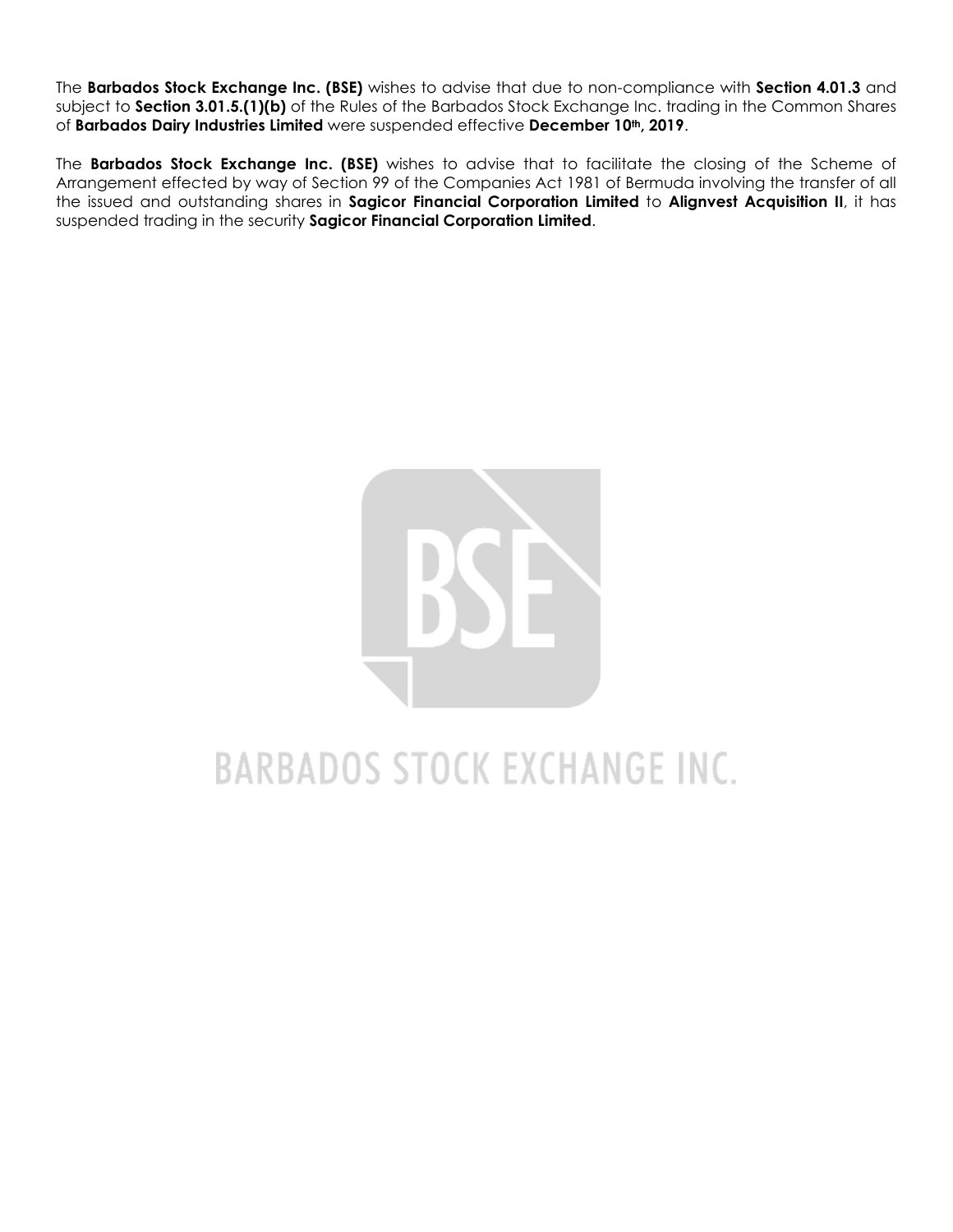The **Barbados Stock Exchange Inc. (BSE)** wishes to advise that due to non-compliance with **Section 4.01.3** and subject to **Section 3.01.5.(1)(b)** of the Rules of the Barbados Stock Exchange Inc. trading in the Common Shares of **Barbados Dairy Industries Limited** were suspended effective **December 10th, 2019**.

The **Barbados Stock Exchange Inc. (BSE)** wishes to advise that to facilitate the closing of the Scheme of Arrangement effected by way of Section 99 of the Companies Act 1981 of Bermuda involving the transfer of all the issued and outstanding shares in **Sagicor Financial Corporation Limited** to **Alignvest Acquisition II**, it has suspended trading in the security **Sagicor Financial Corporation Limited**.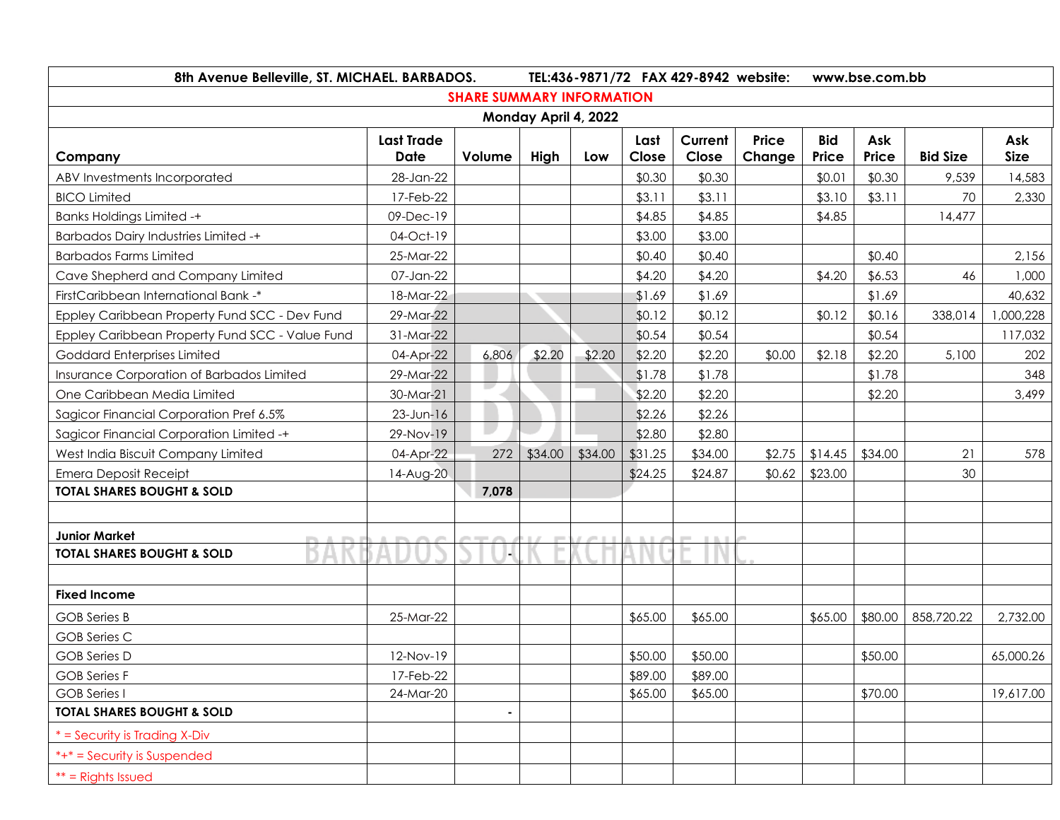8th Avenue Belleville, ST. MICHAEL. BARBADOS. TEL:436-9871/72 FAX 429-8942 website: www.bse.com.bb

## SHARE SUMMARY INFORMATION

### Monday April 4, 2022

| Company | Last Trade Date | Volume | High | Low | Last Close | Current Close | Price Change | Bid Price | Ask Price | Bid Size | Ask Size |
|---|---|---|---|---|---|---|---|---|---|---|---|
| ABV Investments Incorporated | 28-Jan-22 | | | | $0.30 | $0.30 | | $0.01 | $0.30 | 9,539 | 14,583 |
| BICO Limited | 17-Feb-22 | | | | $3.11 | $3.11 | | $3.10 | $3.11 | 70 | 2,330 |
| Banks Holdings Limited -+ | 09-Dec-19 | | | | $4.85 | $4.85 | | $4.85 | | 14,477 | |
| Barbados Dairy Industries Limited -+ | 04-Oct-19 | | | | $3.00 | $3.00 | | | | | |
| Barbados Farms Limited | 25-Mar-22 | | | | $0.40 | $0.40 | | | $0.40 | | 2,156 |
| Cave Shepherd and Company Limited | 07-Jan-22 | | | | $4.20 | $4.20 | | $4.20 | $6.53 | 46 | 1,000 |
| FirstCaribbean International Bank -* | 18-Mar-22 | | | | $1.69 | $1.69 | | | $1.69 | | 40,632 |
| Eppley Caribbean Property Fund SCC - Dev Fund | 29-Mar-22 | | | | $0.12 | $0.12 | | $0.12 | $0.16 | 338,014 | 1,000,228 |
| Eppley Caribbean Property Fund SCC - Value Fund | 31-Mar-22 | | | | $0.54 | $0.54 | | | $0.54 | | 117,032 |
| Goddard Enterprises Limited | 04-Apr-22 | 6,806 | $2.20 | $2.20 | $2.20 | $2.20 | $0.00 | $2.18 | $2.20 | 5,100 | 202 |
| Insurance Corporation of Barbados Limited | 29-Mar-22 | | | | $1.78 | $1.78 | | | $1.78 | | 348 |
| One Caribbean Media Limited | 30-Mar-21 | | | | $2.20 | $2.20 | | | $2.20 | | 3,499 |
| Sagicor Financial Corporation Pref 6.5% | 23-Jun-16 | | | | $2.26 | $2.26 | | | | | |
| Sagicor Financial Corporation Limited -+ | 29-Nov-19 | | | | $2.80 | $2.80 | | | | | |
| West India Biscuit Company Limited | 04-Apr-22 | 272 | $34.00 | $34.00 | $31.25 | $34.00 | $2.75 | $14.45 | $34.00 | 21 | 578 |
| Emera Deposit Receipt | 14-Aug-20 | | | | $24.25 | $24.87 | $0.62 | $23.00 | | 30 | |
| **TOTAL SHARES BOUGHT & SOLD** | | **7,078** | | | | | | | | | |
| | | | | | | | | | | | |
| **Junior Market** | | | | | | | | | | | |
| **TOTAL SHARES BOUGHT & SOLD** | | - | | | | | | | | | |
| | | | | | | | | | | | |
| **Fixed Income** | | | | | | | | | | | |
| GOB Series B | 25-Mar-22 | | | | $65.00 | $65.00 | | $65.00 | $80.00 | 858,720.22 | 2,732.00 |
| GOB Series C | | | | | | | | | | | |
| GOB Series D | 12-Nov-19 | | | | $50.00 | $50.00 | | | $50.00 | | 65,000.26 |
| GOB Series F | 17-Feb-22 | | | | $89.00 | $89.00 | | | | | |
| GOB Series I | 24-Mar-20 | | | | $65.00 | $65.00 | | | $70.00 | | 19,617.00 |
| **TOTAL SHARES BOUGHT & SOLD** | | - | | | | | | | | | |
| * = Security is Trading X-Div | | | | | | | | | | | |
| *+* = Security is Suspended | | | | | | | | | | | |
| ** = Rights Issued | | | | | | | | | | | |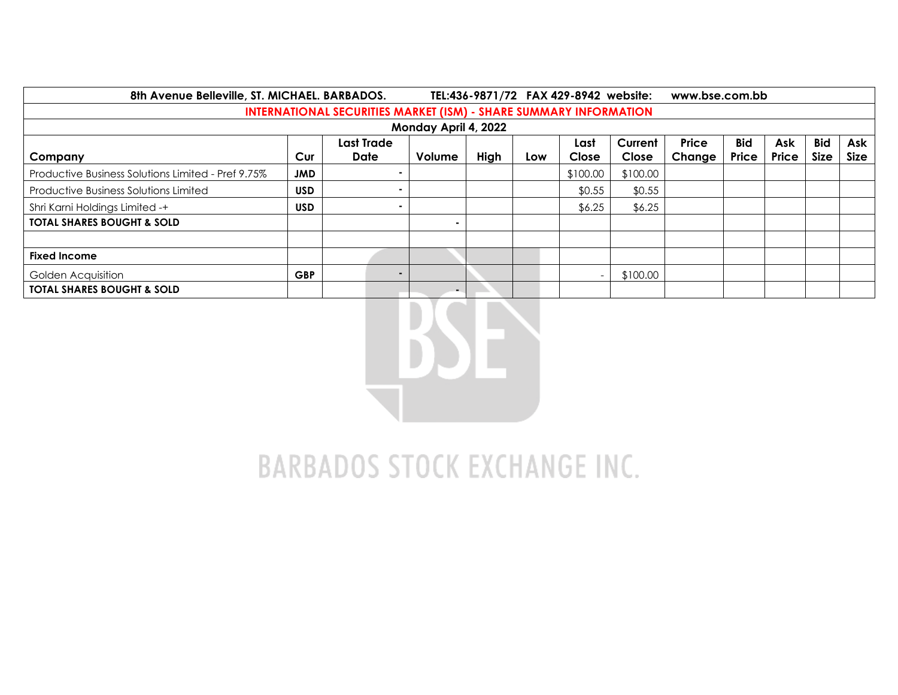8th Avenue Belleville, ST. MICHAEL. BARBADOS. TEL:436-9871/72 FAX 429-8942 website: www.bse.com.bb

## INTERNATIONAL SECURITIES MARKET (ISM) - SHARE SUMMARY INFORMATION

Monday April 4, 2022

| Company | Cur | Last Trade Date | Volume | High | Low | Last Close | Current Close | Price Change | Bid Price | Ask Price | Bid Size | Ask Size |
|---|---|---|---|---|---|---|---|---|---|---|---|---|
| Productive Business Solutions Limited - Pref 9.75% | **JMD** | - | | | | $100.00 | $100.00 | | | | | |
| Productive Business Solutions Limited | **USD** | - | | | | $0.55 | $0.55 | | | | | |
| Shri Karni Holdings Limited -+ | **USD** | - | | | | $6.25 | $6.25 | | | | | |
| **TOTAL SHARES BOUGHT & SOLD** | | | - | | | | | | | | | |
| | | | | | | | | | | | | |
| **Fixed Income** | | | | | | | | | | | | |
| Golden Acquisition | **GBP** | - | | | | - | $100.00 | | | | | |
| **TOTAL SHARES BOUGHT & SOLD** | | | - | | | | | | | | | |

BARBADOS STOCK EXCHANGE INC.